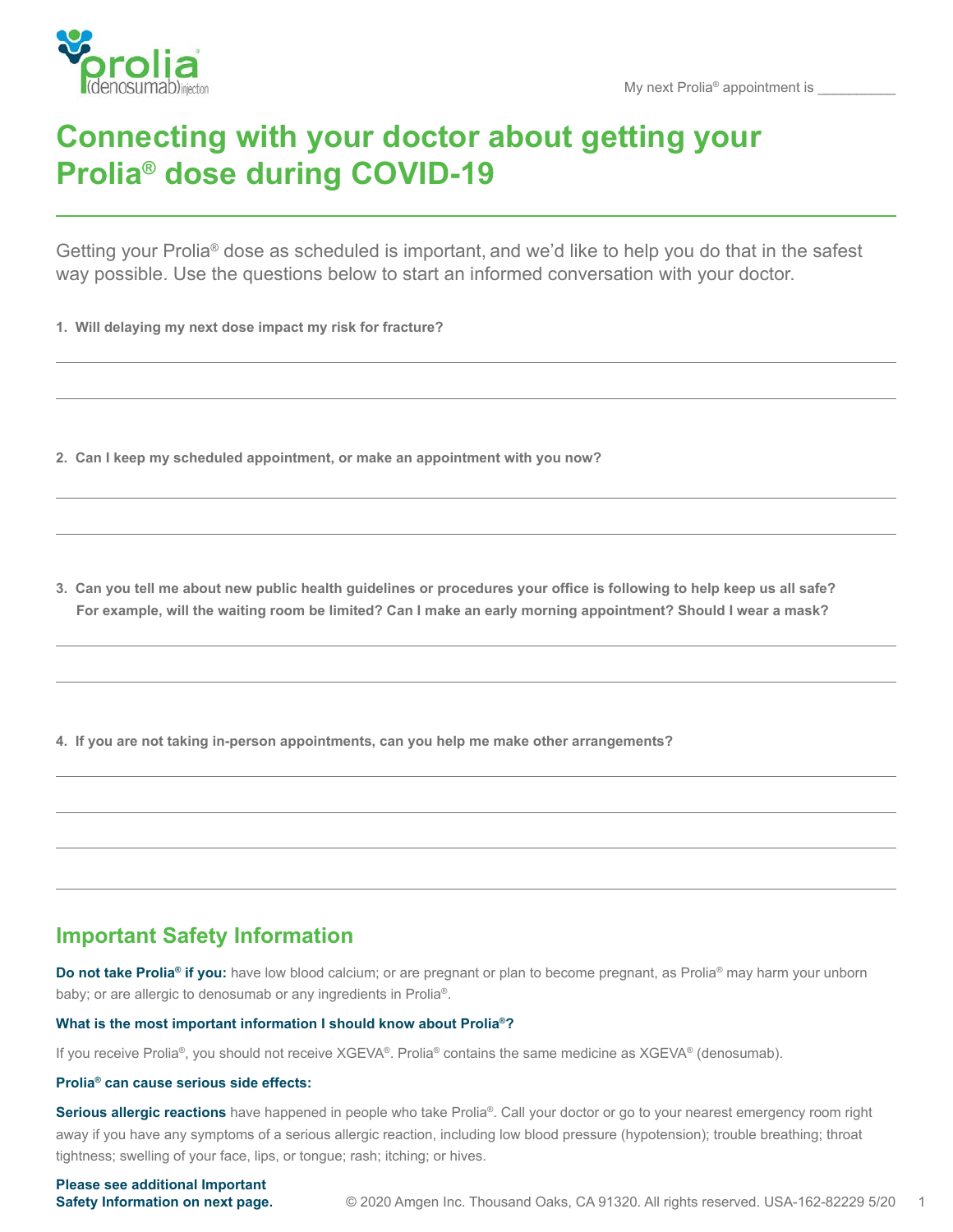My next Prolia® appointment is __________

# Connecting with your doctor about getting your Prolia® dose during COVID-19

Getting your Prolia® dose as scheduled is important, and we'd like to help you do that in the safest way possible. Use the questions below to start an informed conversation with your doctor.

**1. Will delaying my next dose impact my risk for fracture?**

**2. Can I keep my scheduled appointment, or make an appointment with you now?**

**3. Can you tell me about new public health guidelines or procedures your office is following to help keep us all safe? For example, will the waiting room be limited? Can I make an early morning appointment? Should I wear a mask?**

**4. If you are not taking in-person appointments, can you help me make other arrangements?**

## Important Safety Information

**Do not take Prolia® if you:** have low blood calcium; or are pregnant or plan to become pregnant, as Prolia® may harm your unborn baby; or are allergic to denosumab or any ingredients in Prolia®.

**What is the most important information I should know about Prolia®?**

If you receive Prolia®, you should not receive XGEVA®. Prolia® contains the same medicine as XGEVA® (denosumab).

**Prolia® can cause serious side effects:**

**Serious allergic reactions** have happened in people who take Prolia®. Call your doctor or go to your nearest emergency room right away if you have any symptoms of a serious allergic reaction, including low blood pressure (hypotension); trouble breathing; throat tightness; swelling of your face, lips, or tongue; rash; itching; or hives.

**Please see additional Important Safety Information on next page.**

© 2020 Amgen Inc. Thousand Oaks, CA 91320. All rights reserved. USA-162-82229 5/20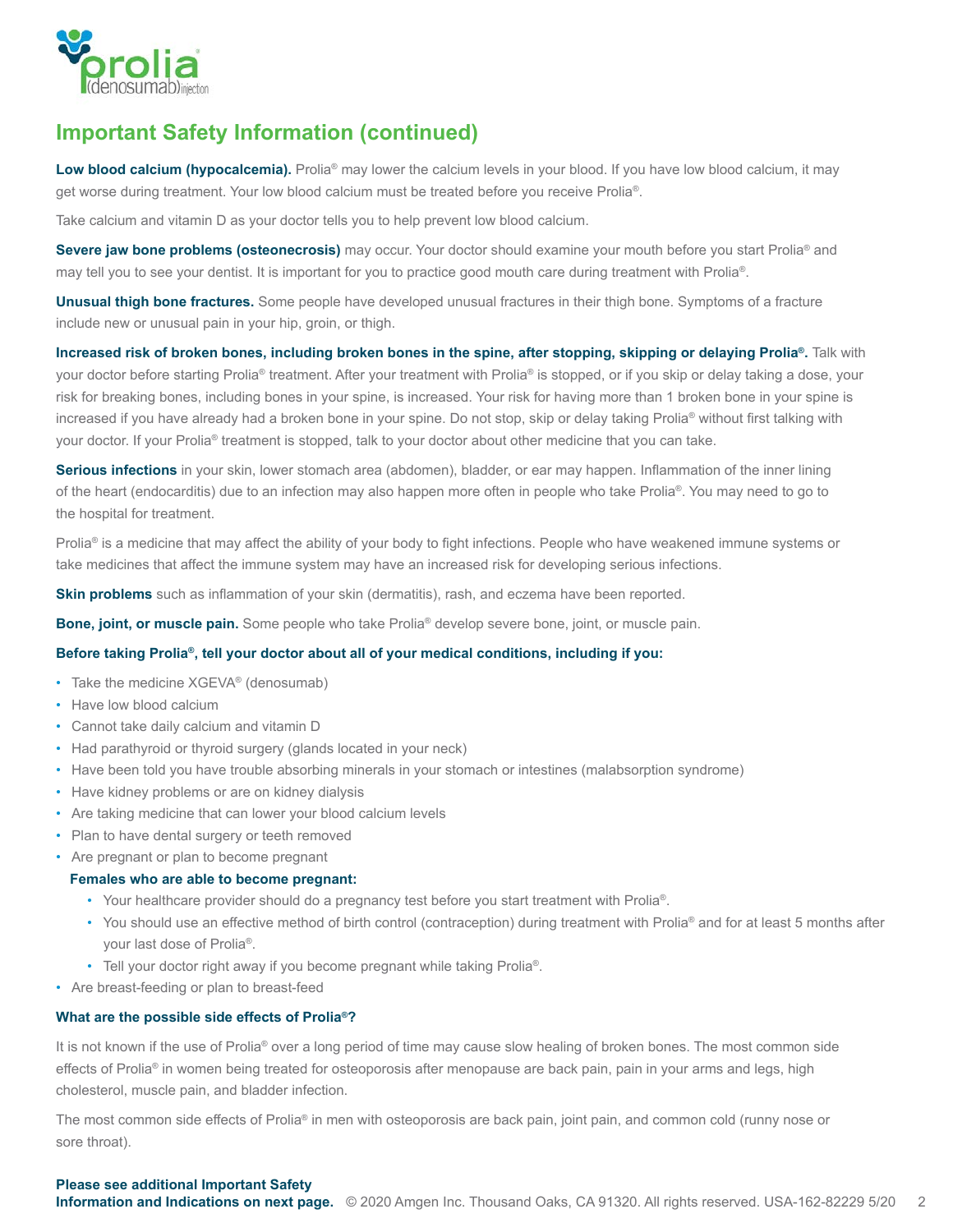## Important Safety Information (continued)

**Low blood calcium (hypocalcemia).** Prolia® may lower the calcium levels in your blood. If you have low blood calcium, it may get worse during treatment. Your low blood calcium must be treated before you receive Prolia®.

Take calcium and vitamin D as your doctor tells you to help prevent low blood calcium.

**Severe jaw bone problems (osteonecrosis)** may occur. Your doctor should examine your mouth before you start Prolia® and may tell you to see your dentist. It is important for you to practice good mouth care during treatment with Prolia®.

**Unusual thigh bone fractures.** Some people have developed unusual fractures in their thigh bone. Symptoms of a fracture include new or unusual pain in your hip, groin, or thigh.

**Increased risk of broken bones, including broken bones in the spine, after stopping, skipping or delaying Prolia®.** Talk with your doctor before starting Prolia® treatment. After your treatment with Prolia® is stopped, or if you skip or delay taking a dose, your risk for breaking bones, including bones in your spine, is increased. Your risk for having more than 1 broken bone in your spine is increased if you have already had a broken bone in your spine. Do not stop, skip or delay taking Prolia® without first talking with your doctor. If your Prolia® treatment is stopped, talk to your doctor about other medicine that you can take.

**Serious infections** in your skin, lower stomach area (abdomen), bladder, or ear may happen. Inflammation of the inner lining of the heart (endocarditis) due to an infection may also happen more often in people who take Prolia®. You may need to go to the hospital for treatment.

Prolia® is a medicine that may affect the ability of your body to fight infections. People who have weakened immune systems or take medicines that affect the immune system may have an increased risk for developing serious infections.

**Skin problems** such as inflammation of your skin (dermatitis), rash, and eczema have been reported.

**Bone, joint, or muscle pain.** Some people who take Prolia® develop severe bone, joint, or muscle pain.

**Before taking Prolia®, tell your doctor about all of your medical conditions, including if you:**

- Take the medicine XGEVA® (denosumab)
- Have low blood calcium
- Cannot take daily calcium and vitamin D
- Had parathyroid or thyroid surgery (glands located in your neck)
- Have been told you have trouble absorbing minerals in your stomach or intestines (malabsorption syndrome)
- Have kidney problems or are on kidney dialysis
- Are taking medicine that can lower your blood calcium levels
- Plan to have dental surgery or teeth removed
- Are pregnant or plan to become pregnant

  **Females who are able to become pregnant:**

  - Your healthcare provider should do a pregnancy test before you start treatment with Prolia®.
  - You should use an effective method of birth control (contraception) during treatment with Prolia® and for at least 5 months after your last dose of Prolia®.
  - Tell your doctor right away if you become pregnant while taking Prolia®.
- Are breast-feeding or plan to breast-feed

**What are the possible side effects of Prolia®?**

It is not known if the use of Prolia® over a long period of time may cause slow healing of broken bones. The most common side effects of Prolia® in women being treated for osteoporosis after menopause are back pain, pain in your arms and legs, high cholesterol, muscle pain, and bladder infection.

The most common side effects of Prolia® in men with osteoporosis are back pain, joint pain, and common cold (runny nose or sore throat).

**Please see additional Important Safety Information and Indications on next page.** © 2020 Amgen Inc. Thousand Oaks, CA 91320. All rights reserved. USA-162-82229 5/20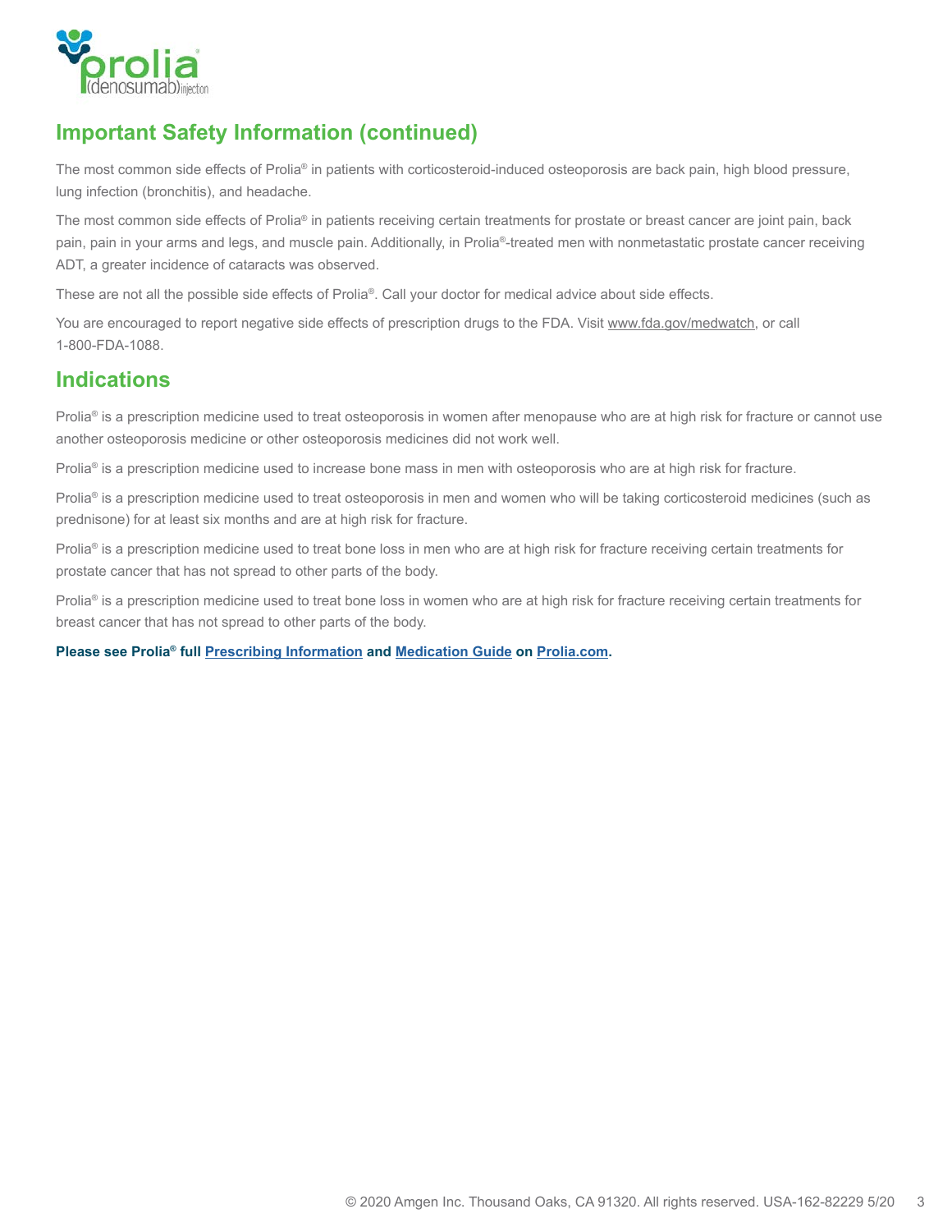## Important Safety Information (continued)

The most common side effects of Prolia® in patients with corticosteroid-induced osteoporosis are back pain, high blood pressure, lung infection (bronchitis), and headache.

The most common side effects of Prolia® in patients receiving certain treatments for prostate or breast cancer are joint pain, back pain, pain in your arms and legs, and muscle pain. Additionally, in Prolia®-treated men with nonmetastatic prostate cancer receiving ADT, a greater incidence of cataracts was observed.

These are not all the possible side effects of Prolia®. Call your doctor for medical advice about side effects.

You are encouraged to report negative side effects of prescription drugs to the FDA. Visit www.fda.gov/medwatch, or call 1-800-FDA-1088.

## Indications

Prolia® is a prescription medicine used to treat osteoporosis in women after menopause who are at high risk for fracture or cannot use another osteoporosis medicine or other osteoporosis medicines did not work well.

Prolia® is a prescription medicine used to increase bone mass in men with osteoporosis who are at high risk for fracture.

Prolia® is a prescription medicine used to treat osteoporosis in men and women who will be taking corticosteroid medicines (such as prednisone) for at least six months and are at high risk for fracture.

Prolia® is a prescription medicine used to treat bone loss in men who are at high risk for fracture receiving certain treatments for prostate cancer that has not spread to other parts of the body.

Prolia® is a prescription medicine used to treat bone loss in women who are at high risk for fracture receiving certain treatments for breast cancer that has not spread to other parts of the body.

**Please see Prolia® full Prescribing Information and Medication Guide on Prolia.com.**

© 2020 Amgen Inc. Thousand Oaks, CA 91320. All rights reserved. USA-162-82229 5/20